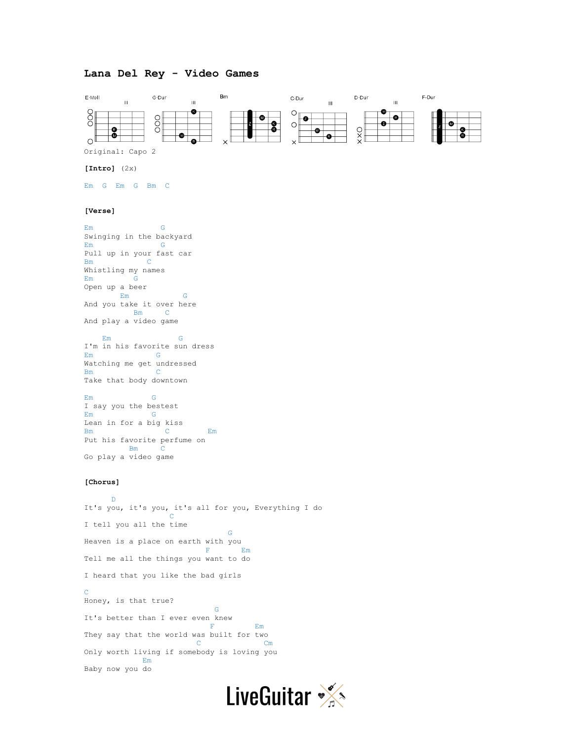# Lana Del Rey - Video Games

E-Moll G-Dur Bm C-Dur D-Dur F-Dur

Original: Capo 2

**[Intro]** (2x)

```
Em  G  Em  G  Bm  C
```

**[Verse]**

```
Em                G
Swinging in the backyard
Em                G
Pull up in your fast car
Bm             C
Whistling my names
Em          G
Open up a beer
        Em              G
And you take it over here
           Bm      C
And play a video game

    Em                 G
I'm in his favorite sun dress
Em               G
Watching me get undressed
Bm               C
Take that body downtown

Em             G
I say you the bestest
Em             G
Lean in for a big kiss
Bm                 C          Em
Put his favorite perfume on
          Bm      C
Go play a video game
```

**[Chorus]**

```
      D
It's you, it's you, it's all for you, Everything I do
                   C
I tell you all the time
                                 G
Heaven is a place on earth with you
                           F       Em
Tell me all the things you want to do

I heard that you like the bad girls

C
Honey, is that true?
                              G
It's better than I ever even knew
                            F         Em
They say that the world was built for two
                         C              Cm
Only worth living if somebody is loving you
             Em
Baby now you do
```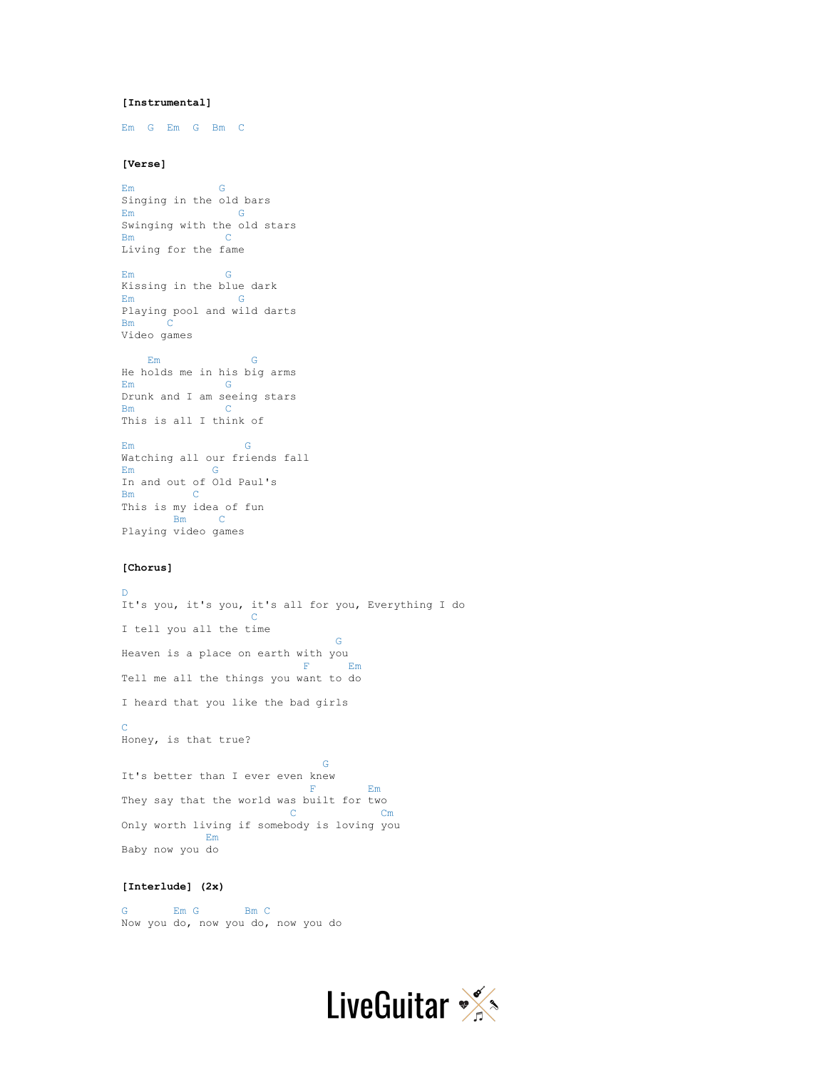**[Instrumental]**

```
Em  G  Em  G  Bm  C
```

**[Verse]**

```
Em             G
Singing in the old bars
Em                G
Swinging with the old stars
Bm              C
Living for the fame

Em              G
Kissing in the blue dark
Em                G
Playing pool and wild darts
Bm     C
Video games

    Em              G
He holds me in his big arms
Em              G
Drunk and I am seeing stars
Bm              C
This is all I think of

Em                 G
Watching all our friends fall
Em            G
In and out of Old Paul's
Bm         C
This is my idea of fun
        Bm     C
Playing video games
```

**[Chorus]**

```
D
It's you, it's you, it's all for you, Everything I do
                    C
I tell you all the time
                                 G
Heaven is a place on earth with you
                            F       Em
Tell me all the things you want to do

I heard that you like the bad girls

C
Honey, is that true?

                               G
It's better than I ever even knew
                             F        Em
They say that the world was built for two
                          C             Cm
Only worth living if somebody is loving you
             Em
Baby now you do
```

**[Interlude] (2x)**

```
G       Em G       Bm C
Now you do, now you do, now you do
```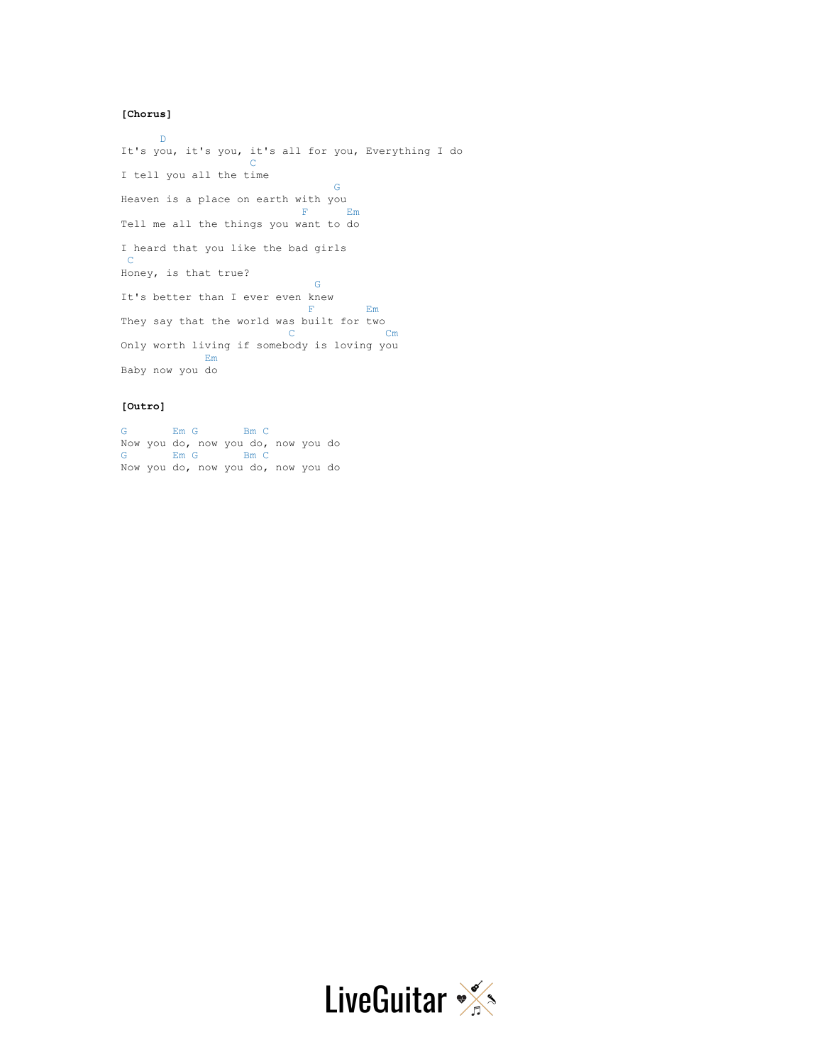**[Chorus]**

```
      D
It's you, it's you, it's all for you, Everything I do
                    C
I tell you all the time
                                 G
Heaven is a place on earth with you
                            F      Em
Tell me all the things you want to do

I heard that you like the bad girls
 C
Honey, is that true?
                              G
It's better than I ever even knew
                             F        Em
They say that the world was built for two
                          C              Cm
Only worth living if somebody is loving you
             Em
Baby now you do
```

**[Outro]**

```
G       Em G       Bm C
Now you do, now you do, now you do
G       Em G       Bm C
Now you do, now you do, now you do
```